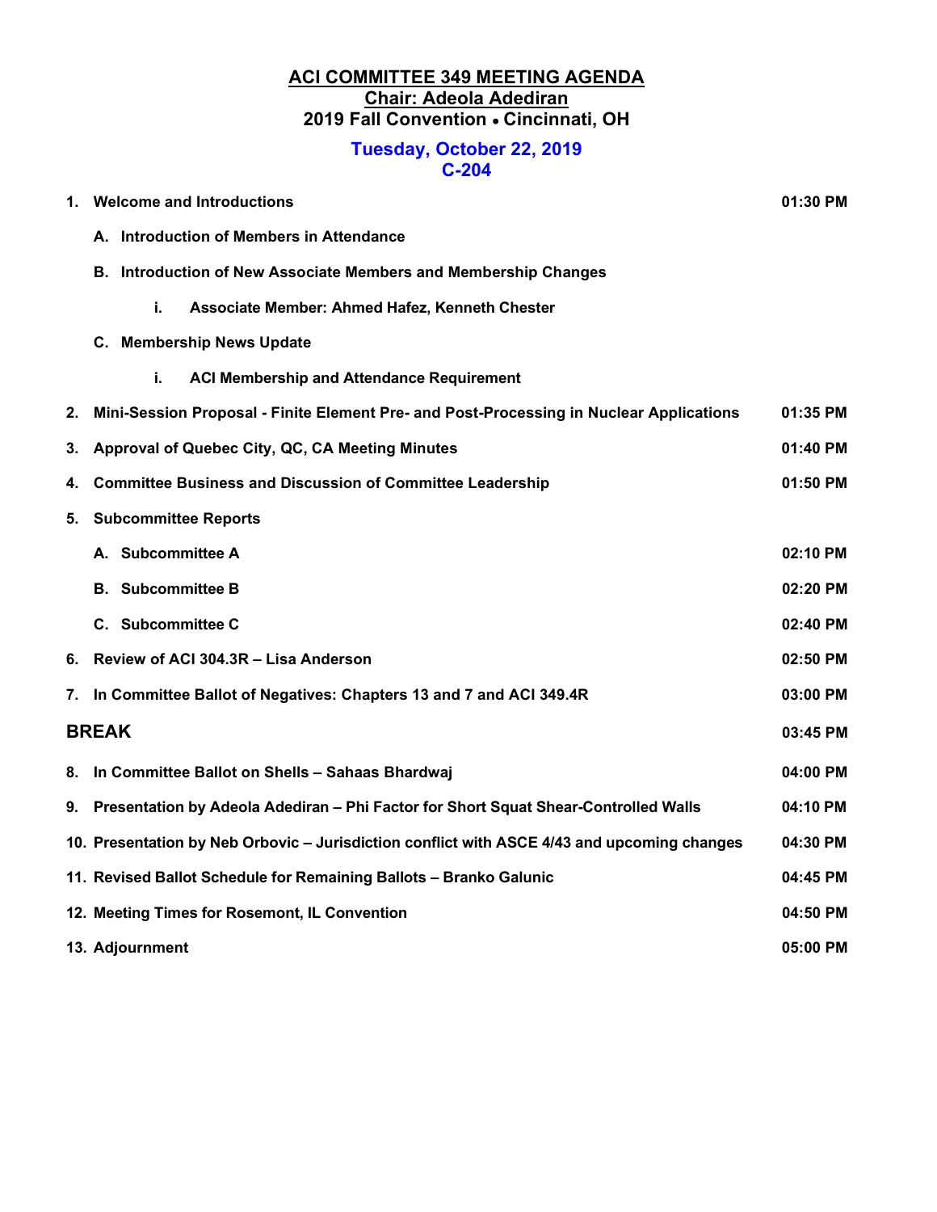# ACI COMMITTEE 349 MEETING AGENDA

## Chair: Adeola Adediran

## 2019 Fall Convention • Cincinnati, OH

### Tuesday, October 22, 2019
### C-204

| | | |
|---|---|---|
| **1.** | **Welcome and Introductions** | **01:30 PM** |
| | **A. Introduction of Members in Attendance** | |
| | **B. Introduction of New Associate Members and Membership Changes** | |
| | **i. Associate Member: Ahmed Hafez, Kenneth Chester** | |
| | **C. Membership News Update** | |
| | **i. ACI Membership and Attendance Requirement** | |
| **2.** | **Mini-Session Proposal - Finite Element Pre- and Post-Processing in Nuclear Applications** | **01:35 PM** |
| **3.** | **Approval of Quebec City, QC, CA Meeting Minutes** | **01:40 PM** |
| **4.** | **Committee Business and Discussion of Committee Leadership** | **01:50 PM** |
| **5.** | **Subcommittee Reports** | |
| | **A. Subcommittee A** | **02:10 PM** |
| | **B. Subcommittee B** | **02:20 PM** |
| | **C. Subcommittee C** | **02:40 PM** |
| **6.** | **Review of ACI 304.3R – Lisa Anderson** | **02:50 PM** |
| **7.** | **In Committee Ballot of Negatives: Chapters 13 and 7 and ACI 349.4R** | **03:00 PM** |
| | **BREAK** | **03:45 PM** |
| **8.** | **In Committee Ballot on Shells – Sahaas Bhardwaj** | **04:00 PM** |
| **9.** | **Presentation by Adeola Adediran – Phi Factor for Short Squat Shear-Controlled Walls** | **04:10 PM** |
| **10.** | **Presentation by Neb Orbovic – Jurisdiction conflict with ASCE 4/43 and upcoming changes** | **04:30 PM** |
| **11.** | **Revised Ballot Schedule for Remaining Ballots – Branko Galunic** | **04:45 PM** |
| **12.** | **Meeting Times for Rosemont, IL Convention** | **04:50 PM** |
| **13.** | **Adjournment** | **05:00 PM** |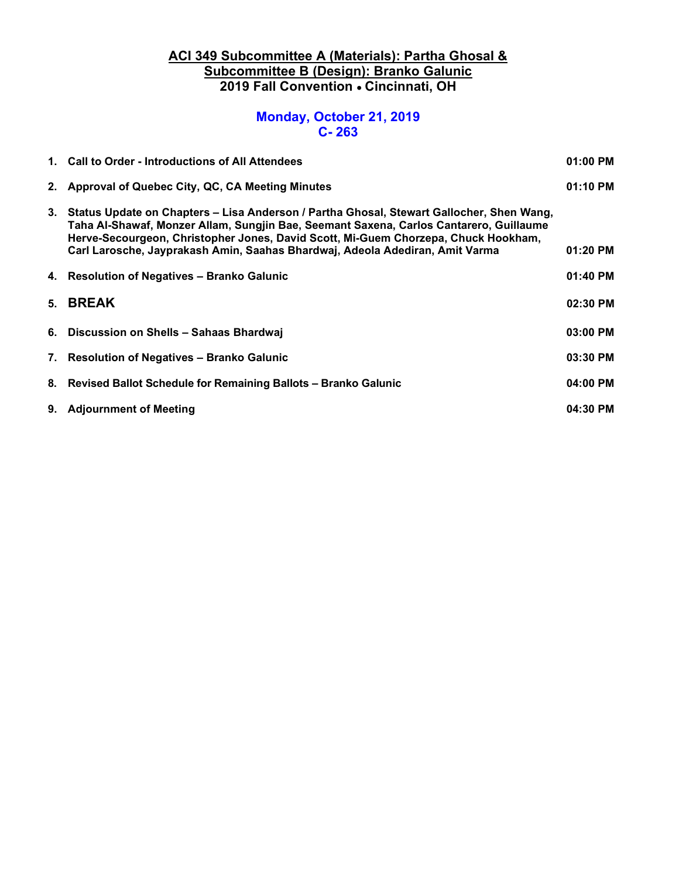**ACI 349 Subcommittee A (Materials): Partha Ghosal & Subcommittee B (Design): Branko Galunic**
**2019 Fall Convention • Cincinnati, OH**

**Monday, October 21, 2019**
**C- 263**

| | | |
|---|---|---|
| 1. | **Call to Order - Introductions of All Attendees** | **01:00 PM** |
| 2. | **Approval of Quebec City, QC, CA Meeting Minutes** | **01:10 PM** |
| 3. | **Status Update on Chapters – Lisa Anderson / Partha Ghosal, Stewart Gallocher, Shen Wang, Taha Al-Shawaf, Monzer Allam, Sungjin Bae, Seemant Saxena, Carlos Cantarero, Guillaume Herve-Secourgeon, Christopher Jones, David Scott, Mi-Guem Chorzepa, Chuck Hookham, Carl Larosche, Jayprakash Amin, Saahas Bhardwaj, Adeola Adediran, Amit Varma** | **01:20 PM** |
| 4. | **Resolution of Negatives – Branko Galunic** | **01:40 PM** |
| 5. | **BREAK** | **02:30 PM** |
| 6. | **Discussion on Shells – Sahaas Bhardwaj** | **03:00 PM** |
| 7. | **Resolution of Negatives – Branko Galunic** | **03:30 PM** |
| 8. | **Revised Ballot Schedule for Remaining Ballots – Branko Galunic** | **04:00 PM** |
| 9. | **Adjournment of Meeting** | **04:30 PM** |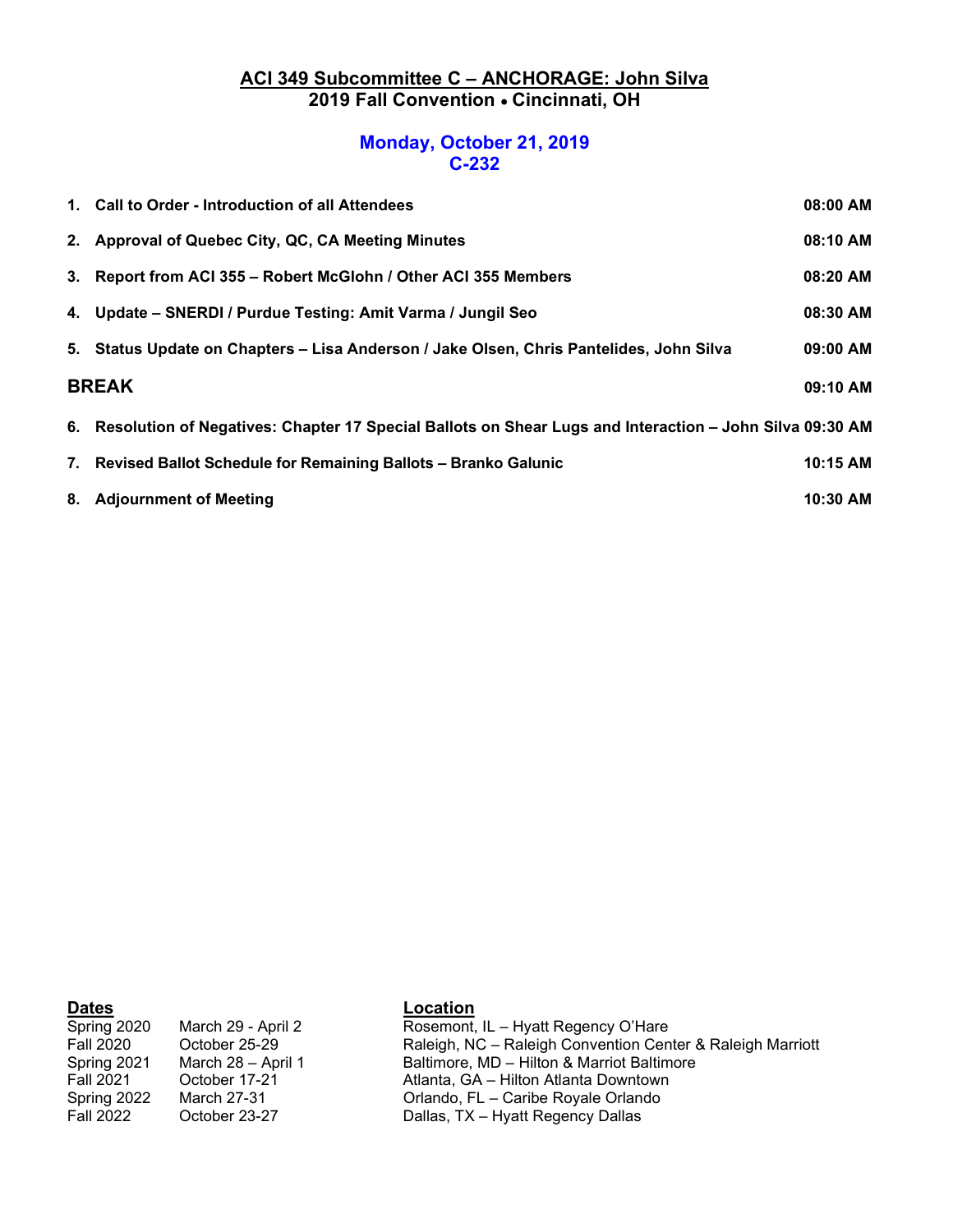## ACI 349 Subcommittee C – ANCHORAGE: John Silva

### 2019 Fall Convention • Cincinnati, OH

### Monday, October 21, 2019
### C-232

| | | |
|---|---|---|
| 1. | **Call to Order - Introduction of all Attendees** | **08:00 AM** |
| 2. | **Approval of Quebec City, QC, CA Meeting Minutes** | **08:10 AM** |
| 3. | **Report from ACI 355 – Robert McGlohn / Other ACI 355 Members** | **08:20 AM** |
| 4. | **Update – SNERDI / Purdue Testing: Amit Varma / Jungil Seo** | **08:30 AM** |
| 5. | **Status Update on Chapters – Lisa Anderson / Jake Olsen, Chris Pantelides, John Silva** | **09:00 AM** |
| **BREAK** | | **09:10 AM** |
| 6. | **Resolution of Negatives: Chapter 17 Special Ballots on Shear Lugs and Interaction – John Silva** | **09:30 AM** |
| 7. | **Revised Ballot Schedule for Remaining Ballots – Branko Galunic** | **10:15 AM** |
| 8. | **Adjournment of Meeting** | **10:30 AM** |

| Dates | | Location |
|---|---|---|
| Spring 2020 | March 29 - April 2 | Rosemont, IL – Hyatt Regency O'Hare |
| Fall 2020 | October 25-29 | Raleigh, NC – Raleigh Convention Center & Raleigh Marriott |
| Spring 2021 | March 28 – April 1 | Baltimore, MD – Hilton & Marriot Baltimore |
| Fall 2021 | October 17-21 | Atlanta, GA – Hilton Atlanta Downtown |
| Spring 2022 | March 27-31 | Orlando, FL – Caribe Royale Orlando |
| Fall 2022 | October 23-27 | Dallas, TX – Hyatt Regency Dallas |